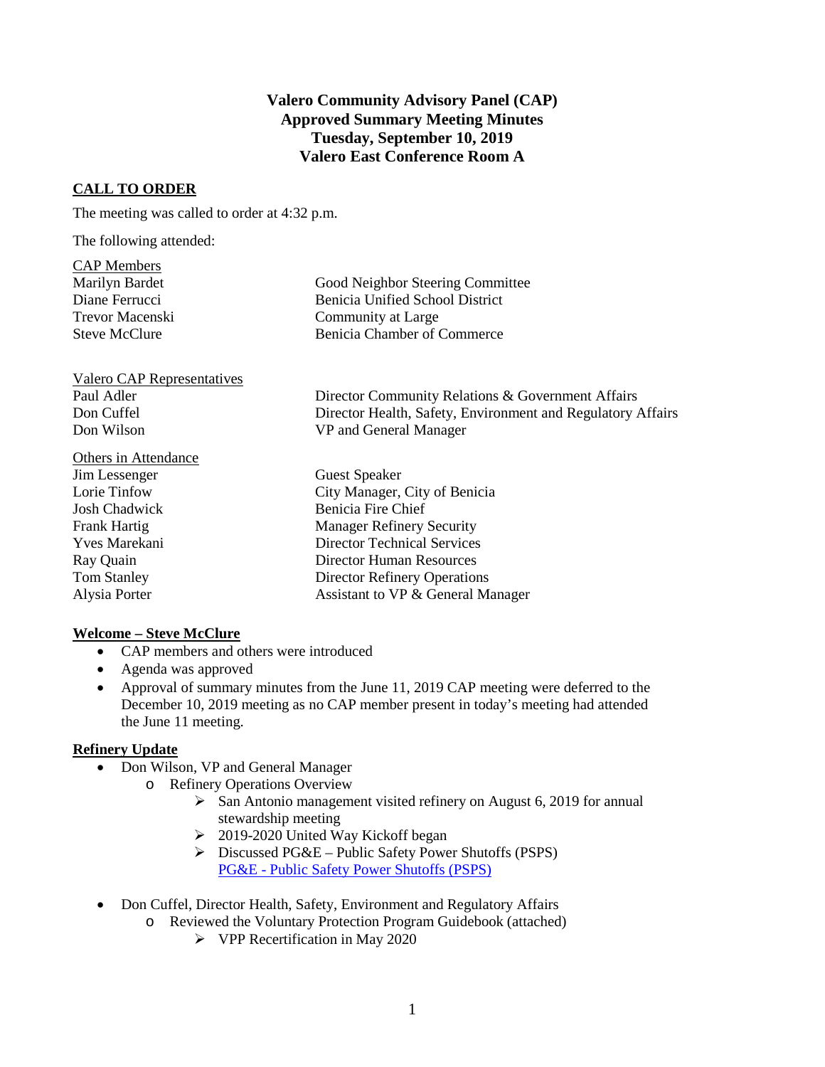# Valero Community Advisory Panel (CAP)
## Approved Summary Meeting Minutes
## Tuesday, September 10, 2019
## Valero East Conference Room A

**CALL TO ORDER**

The meeting was called to order at 4:32 p.m.

The following attended:

| CAP Members | |
|---|---|
| Marilyn Bardet | Good Neighbor Steering Committee |
| Diane Ferrucci | Benicia Unified School District |
| Trevor Macenski | Community at Large |
| Steve McClure | Benicia Chamber of Commerce |

| Valero CAP Representatives | |
|---|---|
| Paul Adler | Director Community Relations & Government Affairs |
| Don Cuffel | Director Health, Safety, Environment and Regulatory Affairs |
| Don Wilson | VP and General Manager |

| Others in Attendance | |
|---|---|
| Jim Lessenger | Guest Speaker |
| Lorie Tinfow | City Manager, City of Benicia |
| Josh Chadwick | Benicia Fire Chief |
| Frank Hartig | Manager Refinery Security |
| Yves Marekani | Director Technical Services |
| Ray Quain | Director Human Resources |
| Tom Stanley | Director Refinery Operations |
| Alysia Porter | Assistant to VP & General Manager |

**Welcome – Steve McClure**

- CAP members and others were introduced
- Agenda was approved
- Approval of summary minutes from the June 11, 2019 CAP meeting were deferred to the December 10, 2019 meeting as no CAP member present in today's meeting had attended the June 11 meeting.

**Refinery Update**

- Don Wilson, VP and General Manager
  - Refinery Operations Overview
    - San Antonio management visited refinery on August 6, 2019 for annual stewardship meeting
    - 2019-2020 United Way Kickoff began
    - Discussed PG&E – Public Safety Power Shutoffs (PSPS) PG&E - Public Safety Power Shutoffs (PSPS)
- Don Cuffel, Director Health, Safety, Environment and Regulatory Affairs
  - Reviewed the Voluntary Protection Program Guidebook (attached)
    - VPP Recertification in May 2020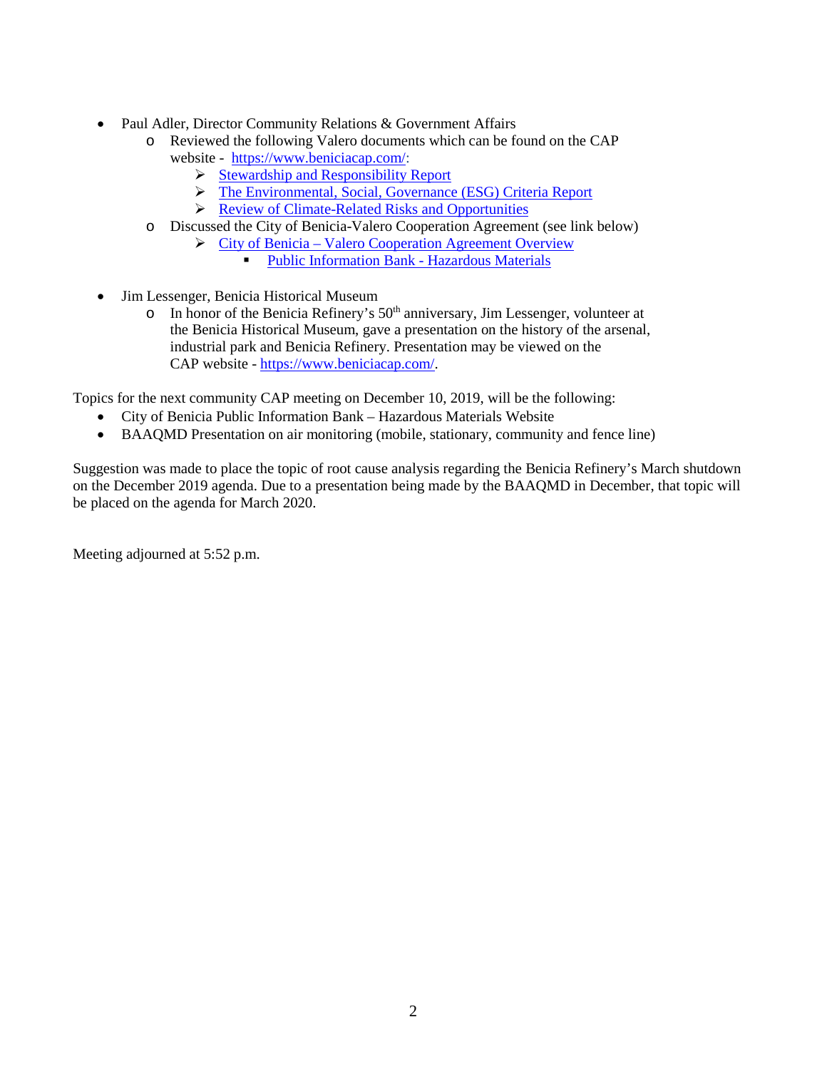- Paul Adler, Director Community Relations & Government Affairs
  - Reviewed the following Valero documents which can be found on the CAP website - https://www.beniciacap.com/:
    - Stewardship and Responsibility Report
    - The Environmental, Social, Governance (ESG) Criteria Report
    - Review of Climate-Related Risks and Opportunities
  - Discussed the City of Benicia-Valero Cooperation Agreement (see link below)
    - City of Benicia – Valero Cooperation Agreement Overview
      - Public Information Bank - Hazardous Materials

- Jim Lessenger, Benicia Historical Museum
  - In honor of the Benicia Refinery's 50th anniversary, Jim Lessenger, volunteer at the Benicia Historical Museum, gave a presentation on the history of the arsenal, industrial park and Benicia Refinery. Presentation may be viewed on the CAP website - https://www.beniciacap.com/.

Topics for the next community CAP meeting on December 10, 2019, will be the following:

- City of Benicia Public Information Bank – Hazardous Materials Website
- BAAQMD Presentation on air monitoring (mobile, stationary, community and fence line)

Suggestion was made to place the topic of root cause analysis regarding the Benicia Refinery's March shutdown on the December 2019 agenda. Due to a presentation being made by the BAAQMD in December, that topic will be placed on the agenda for March 2020.

Meeting adjourned at 5:52 p.m.